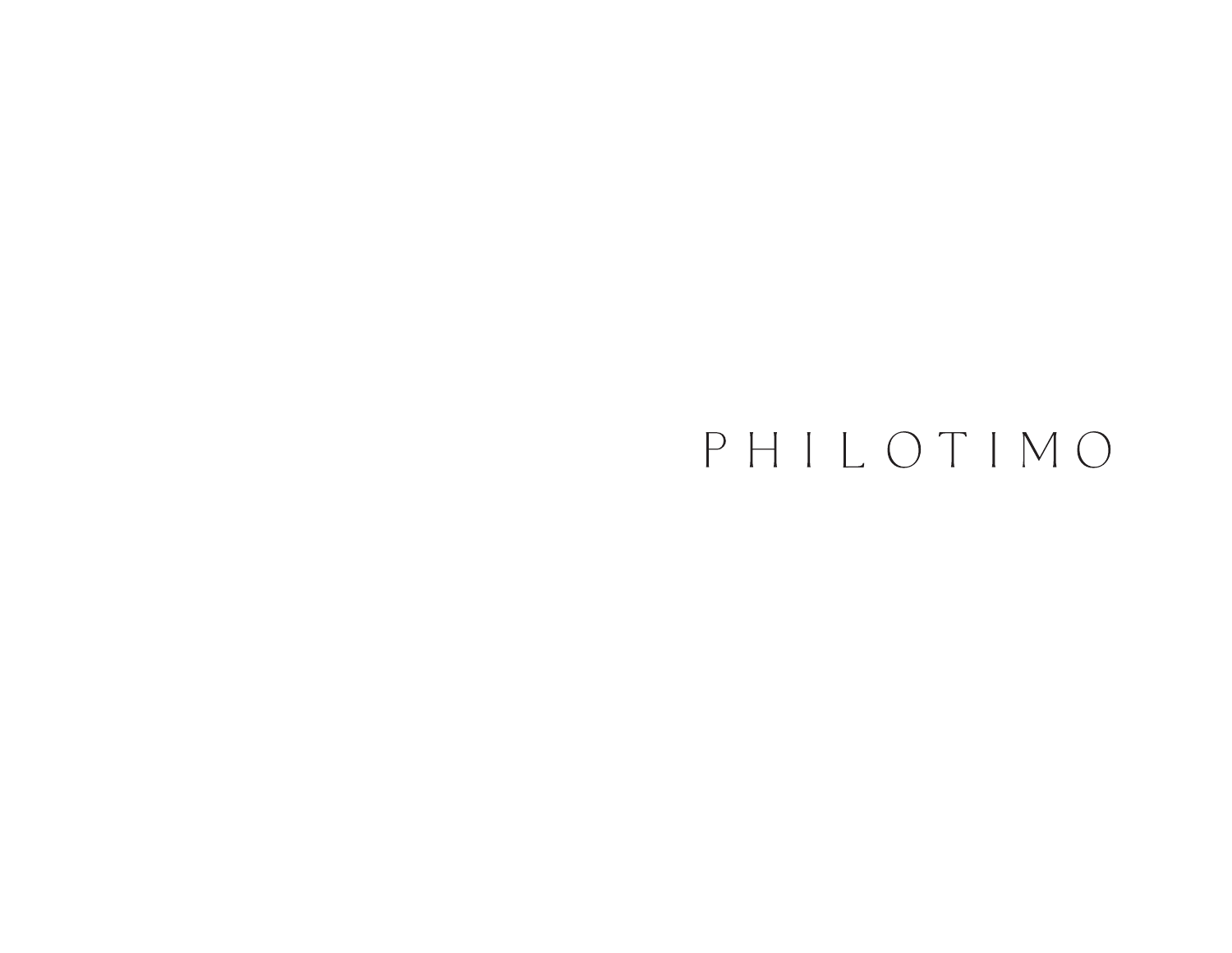# PHILOTIMO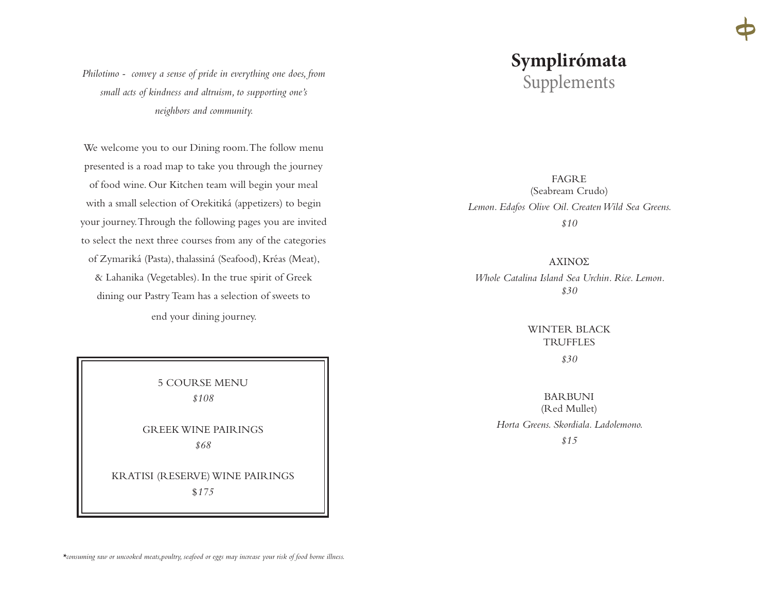*Philotimo - convey a sense of pride in everything one does, from small acts of kindness and altruism, to supporting one's neighbors and community.*

We welcome you to our Dining room. The follow menu presented is a road map to take you through the journey of food wine. Our Kitchen team will begin your meal with a small selection of Orekitiká (appetizers) to begin your journey. Through the following pages you are invited to select the next three courses from any of the categories of Zymariká (Pasta), thalassiná (Seafood), Kréas (Meat), & Lahanika (Vegetables). In the true spirit of Greek dining our Pastry Team has a selection of sweets to end your dining journey.

5 COURSE MENU
*$108*

GREEK WINE PAIRINGS
*$68*

KRATISI (RESERVE) WINE PAIRINGS
*$175*

*\*consuming raw or uncooked meats,poultry, seafood or eggs may increase your risk of food borne illness.*

# Symplirómata
## Supplements

FAGRE
(Seabream Crudo)
*Lemon. Edafos Olive Oil. Createn Wild Sea Greens.*
*$10*

ΑΧΙΝΟΣ
*Whole Catalina Island Sea Urchin. Rice. Lemon.*
*$30*

WINTER BLACK TRUFFLES
*$30*

BARBUNI
(Red Mullet)
*Horta Greens. Skordiala. Ladolemono.*
*$15*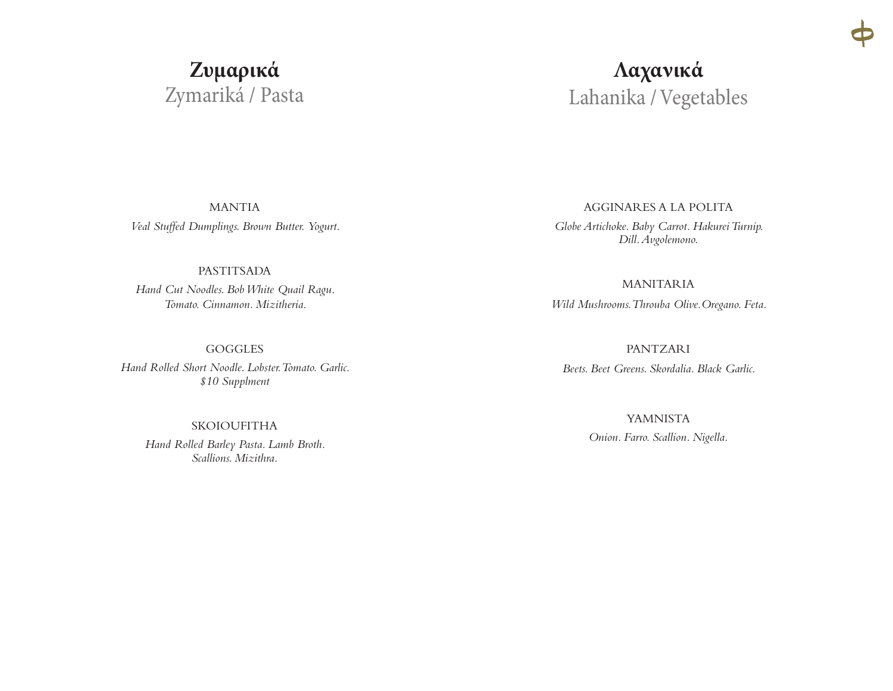## Ζυμαρικά
Zymariká / Pasta

MANTIA

*Veal Stuffed Dumplings. Brown Butter. Yogurt.*

PASTITSADA

*Hand Cut Noodles. Bob White Quail Ragu. Tomato. Cinnamon. Mizitheria.*

GOGGLES

*Hand Rolled Short Noodle. Lobster. Tomato. Garlic.*
*$10 Supplment*

SKOIOUFITHA

*Hand Rolled Barley Pasta. Lamb Broth. Scallions. Mizithra.*

## Λαχανικά
Lahanika / Vegetables

AGGINARES A LA POLITA

*Globe Artichoke. Baby Carrot. Hakurei Turnip. Dill. Avgolemono.*

MANITARIA

*Wild Mushrooms. Throuba Olive. Oregano. Feta.*

PANTZARI

*Beets. Beet Greens. Skordalia. Black Garlic.*

YAMNISTA

*Onion. Farro. Scallion. Nigella.*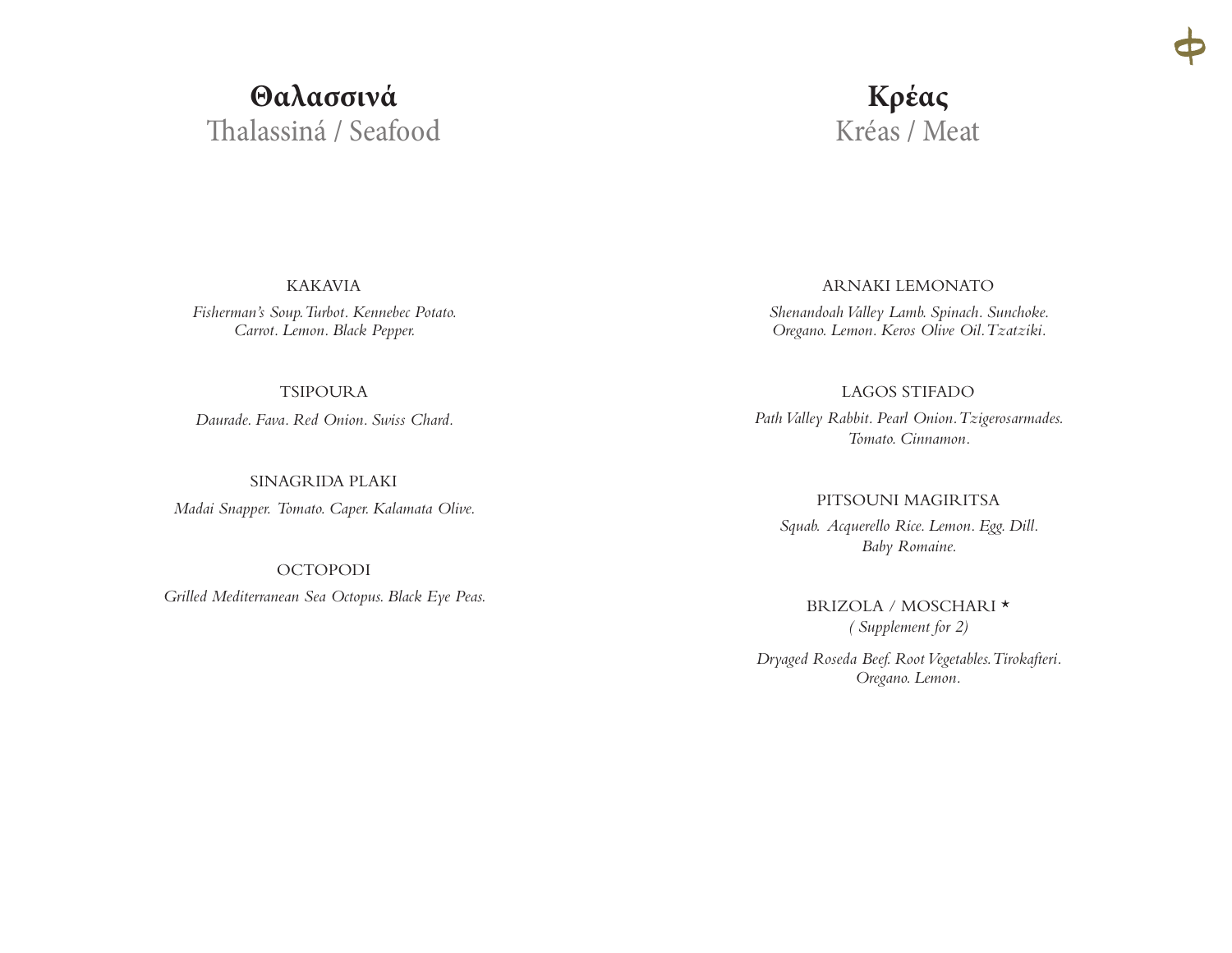## Θαλασσινά
Thalassiná / Seafood

### KAKAVIA
*Fisherman's Soup. Turbot. Kennebec Potato. Carrot. Lemon. Black Pepper.*

### TSIPOURA
*Daurade. Fava. Red Onion. Swiss Chard.*

### SINAGRIDA PLAKI
*Madai Snapper. Tomato. Caper. Kalamata Olive.*

### OCTOPODI
*Grilled Mediterranean Sea Octopus. Black Eye Peas.*

## Κρέας
Kréas / Meat

### ARNAKI LEMONATO
*Shenandoah Valley Lamb. Spinach. Sunchoke. Oregano. Lemon. Keros Olive Oil. Tzatziki.*

### LAGOS STIFADO
*Path Valley Rabbit. Pearl Onion. Tzigerosarmades. Tomato. Cinnamon.*

### PITSOUNI MAGIRITSA
*Squab. Acquerello Rice. Lemon. Egg. Dill. Baby Romaine.*

### BRIZOLA / MOSCHARI *
*( Supplement for 2)*

*Dryaged Roseda Beef. Root Vegetables. Tirokafteri. Oregano. Lemon.*